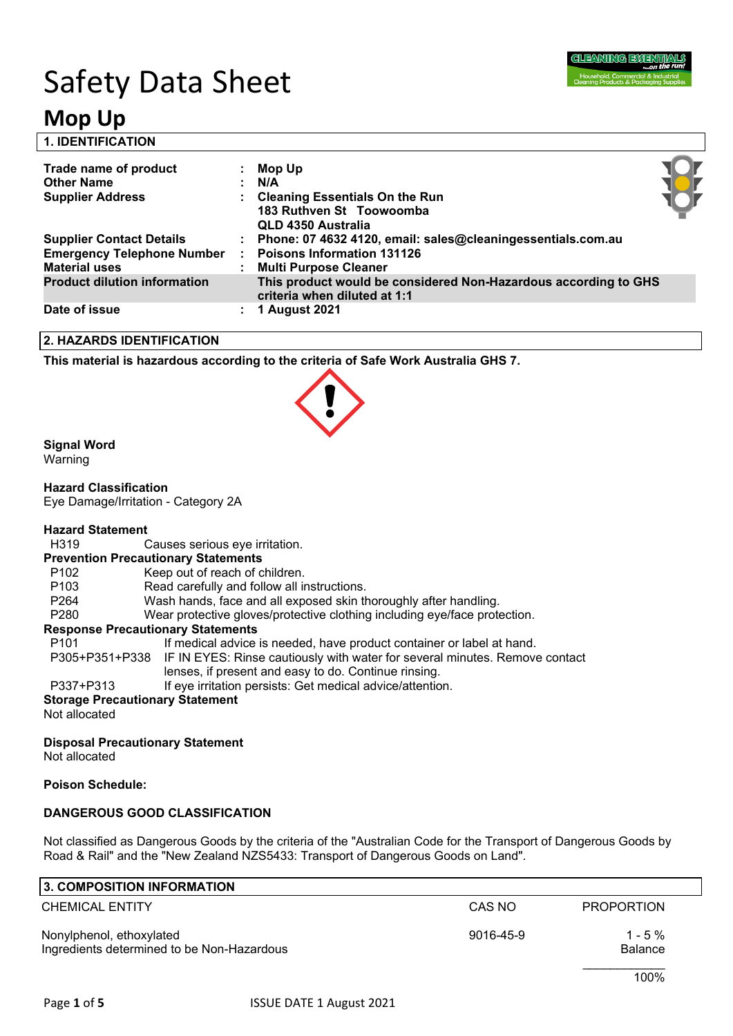# Safety Data Sheet

## Mop Up

### 1. IDENTIFICATION

| | | |
|---|---|---|
| **Trade name of product** | : | **Mop Up** |
| **Other Name** | : | **N/A** |
| **Supplier Address** | : | **Cleaning Essentials On the Run 183 Ruthven St Toowoomba QLD 4350 Australia** |
| **Supplier Contact Details** | : | **Phone: 07 4632 4120, email: sales@cleaningessentials.com.au** |
| **Emergency Telephone Number** | : | **Poisons Information 131126** |
| **Material uses** | : | **Multi Purpose Cleaner** |
| **Product dilution information** | | **This product would be considered Non-Hazardous according to GHS criteria when diluted at 1:1** |
| **Date of issue** | : | **1 August 2021** |

### 2. HAZARDS IDENTIFICATION

**This material is hazardous according to the criteria of Safe Work Australia GHS 7.**

**Signal Word**
Warning

**Hazard Classification**
Eye Damage/Irritation - Category 2A

**Hazard Statement**

H319 Causes serious eye irritation.

**Prevention Precautionary Statements**

P102 Keep out of reach of children.
P103 Read carefully and follow all instructions.
P264 Wash hands, face and all exposed skin thoroughly after handling.
P280 Wear protective gloves/protective clothing including eye/face protection.

**Response Precautionary Statements**

P101 If medical advice is needed, have product container or label at hand.
P305+P351+P338 IF IN EYES: Rinse cautiously with water for several minutes. Remove contact lenses, if present and easy to do. Continue rinsing.
P337+P313 If eye irritation persists: Get medical advice/attention.

**Storage Precautionary Statement**
Not allocated

**Disposal Precautionary Statement**
Not allocated

**Poison Schedule:**

**DANGEROUS GOOD CLASSIFICATION**

Not classified as Dangerous Goods by the criteria of the "Australian Code for the Transport of Dangerous Goods by Road & Rail" and the "New Zealand NZS5433: Transport of Dangerous Goods on Land".

### 3. COMPOSITION INFORMATION

| CHEMICAL ENTITY | CAS NO | PROPORTION |
|---|---|---|
| Nonylphenol, ethoxylated | 9016-45-9 | 1 - 5 % |
| Ingredients determined to be Non-Hazardous | | Balance |
| | | 100% |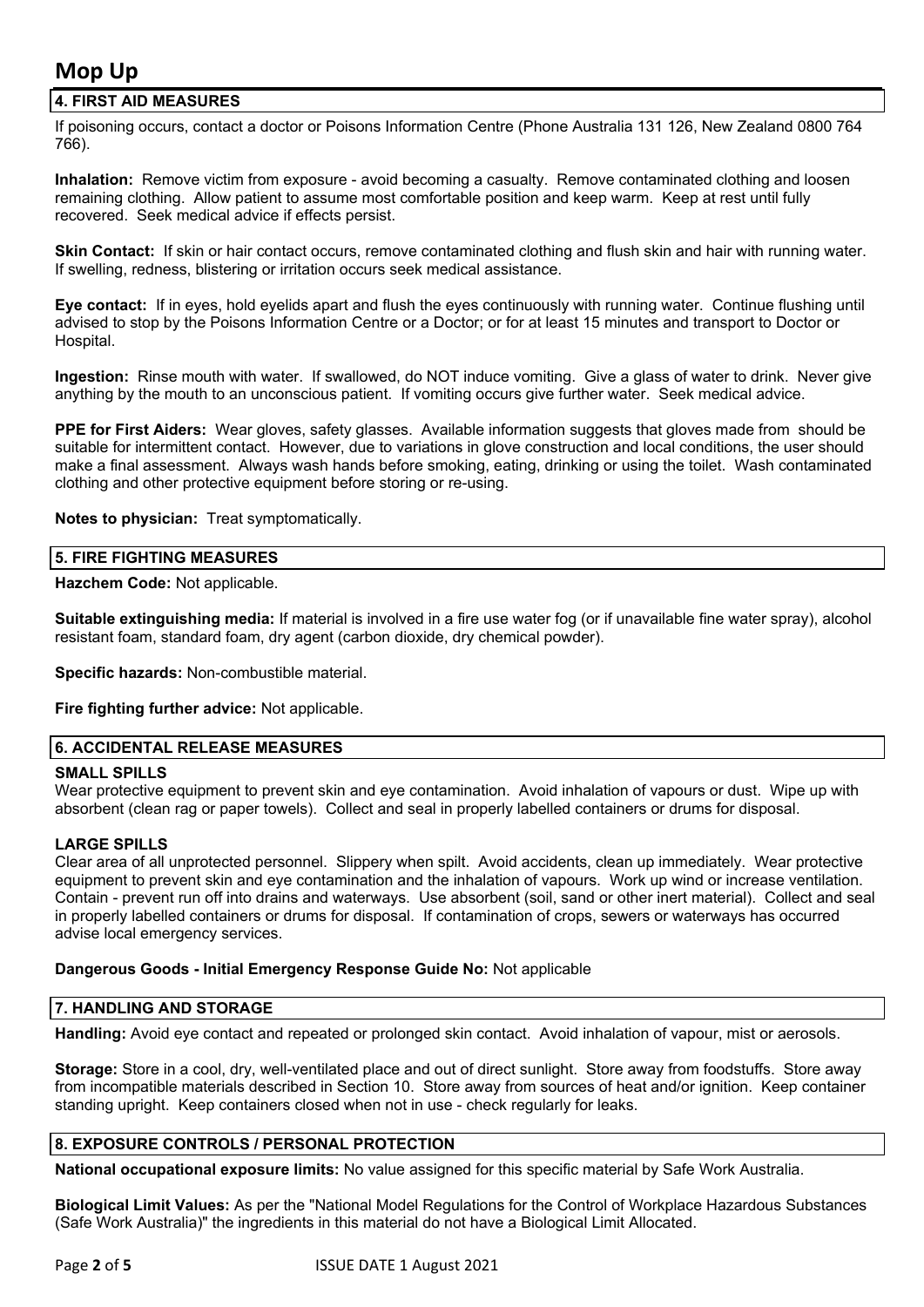# Mop Up

## 4. FIRST AID MEASURES

If poisoning occurs, contact a doctor or Poisons Information Centre (Phone Australia 131 126, New Zealand 0800 764 766).

**Inhalation:** Remove victim from exposure - avoid becoming a casualty. Remove contaminated clothing and loosen remaining clothing. Allow patient to assume most comfortable position and keep warm. Keep at rest until fully recovered. Seek medical advice if effects persist.

**Skin Contact:** If skin or hair contact occurs, remove contaminated clothing and flush skin and hair with running water. If swelling, redness, blistering or irritation occurs seek medical assistance.

**Eye contact:** If in eyes, hold eyelids apart and flush the eyes continuously with running water. Continue flushing until advised to stop by the Poisons Information Centre or a Doctor; or for at least 15 minutes and transport to Doctor or Hospital.

**Ingestion:** Rinse mouth with water. If swallowed, do NOT induce vomiting. Give a glass of water to drink. Never give anything by the mouth to an unconscious patient. If vomiting occurs give further water. Seek medical advice.

**PPE for First Aiders:** Wear gloves, safety glasses. Available information suggests that gloves made from should be suitable for intermittent contact. However, due to variations in glove construction and local conditions, the user should make a final assessment. Always wash hands before smoking, eating, drinking or using the toilet. Wash contaminated clothing and other protective equipment before storing or re-using.

**Notes to physician:** Treat symptomatically.

## 5. FIRE FIGHTING MEASURES

**Hazchem Code:** Not applicable.

**Suitable extinguishing media:** If material is involved in a fire use water fog (or if unavailable fine water spray), alcohol resistant foam, standard foam, dry agent (carbon dioxide, dry chemical powder).

**Specific hazards:** Non-combustible material.

**Fire fighting further advice:** Not applicable.

## 6. ACCIDENTAL RELEASE MEASURES

### SMALL SPILLS

Wear protective equipment to prevent skin and eye contamination. Avoid inhalation of vapours or dust. Wipe up with absorbent (clean rag or paper towels). Collect and seal in properly labelled containers or drums for disposal.

### LARGE SPILLS

Clear area of all unprotected personnel. Slippery when spilt. Avoid accidents, clean up immediately. Wear protective equipment to prevent skin and eye contamination and the inhalation of vapours. Work up wind or increase ventilation. Contain - prevent run off into drains and waterways. Use absorbent (soil, sand or other inert material). Collect and seal in properly labelled containers or drums for disposal. If contamination of crops, sewers or waterways has occurred advise local emergency services.

**Dangerous Goods - Initial Emergency Response Guide No:** Not applicable

## 7. HANDLING AND STORAGE

**Handling:** Avoid eye contact and repeated or prolonged skin contact. Avoid inhalation of vapour, mist or aerosols.

**Storage:** Store in a cool, dry, well-ventilated place and out of direct sunlight. Store away from foodstuffs. Store away from incompatible materials described in Section 10. Store away from sources of heat and/or ignition. Keep container standing upright. Keep containers closed when not in use - check regularly for leaks.

## 8. EXPOSURE CONTROLS / PERSONAL PROTECTION

**National occupational exposure limits:** No value assigned for this specific material by Safe Work Australia.

**Biological Limit Values:** As per the "National Model Regulations for the Control of Workplace Hazardous Substances (Safe Work Australia)" the ingredients in this material do not have a Biological Limit Allocated.

ISSUE DATE 1 August 2021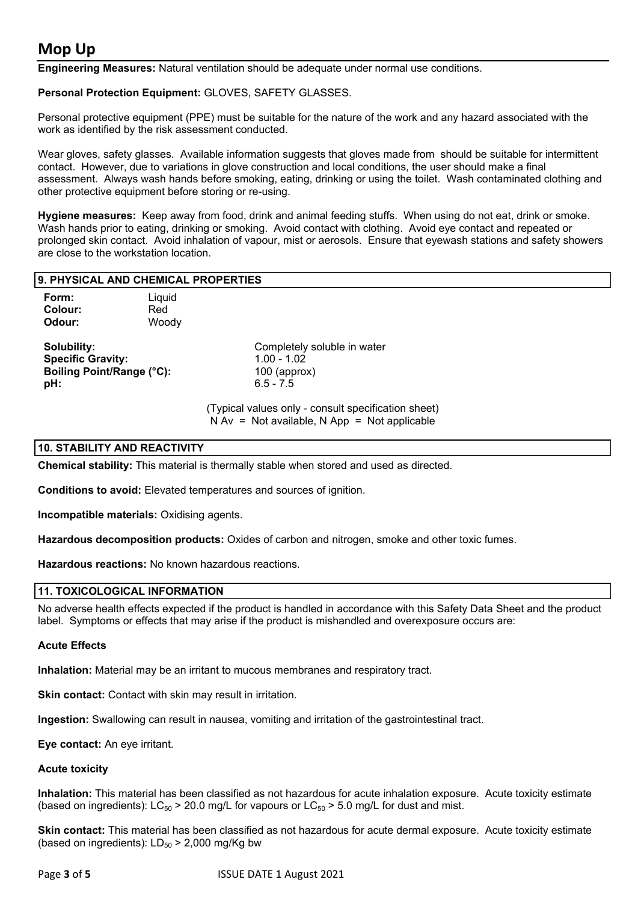**Engineering Measures:** Natural ventilation should be adequate under normal use conditions.

**Personal Protection Equipment:** GLOVES, SAFETY GLASSES.

Personal protective equipment (PPE) must be suitable for the nature of the work and any hazard associated with the work as identified by the risk assessment conducted.

Wear gloves, safety glasses. Available information suggests that gloves made from should be suitable for intermittent contact. However, due to variations in glove construction and local conditions, the user should make a final assessment. Always wash hands before smoking, eating, drinking or using the toilet. Wash contaminated clothing and other protective equipment before storing or re-using.

**Hygiene measures:** Keep away from food, drink and animal feeding stuffs. When using do not eat, drink or smoke. Wash hands prior to eating, drinking or smoking. Avoid contact with clothing. Avoid eye contact and repeated or prolonged skin contact. Avoid inhalation of vapour, mist or aerosols. Ensure that eyewash stations and safety showers are close to the workstation location.

## 9. PHYSICAL AND CHEMICAL PROPERTIES

**Form:** Liquid
**Colour:** Red
**Odour:** Woody

**Solubility:** Completely soluble in water
**Specific Gravity:** 1.00 - 1.02
**Boiling Point/Range (°C):** 100 (approx)
**pH:** 6.5 - 7.5

(Typical values only - consult specification sheet)
N Av = Not available, N App = Not applicable

## 10. STABILITY AND REACTIVITY

**Chemical stability:** This material is thermally stable when stored and used as directed.

**Conditions to avoid:** Elevated temperatures and sources of ignition.

**Incompatible materials:** Oxidising agents.

**Hazardous decomposition products:** Oxides of carbon and nitrogen, smoke and other toxic fumes.

**Hazardous reactions:** No known hazardous reactions.

## 11. TOXICOLOGICAL INFORMATION

No adverse health effects expected if the product is handled in accordance with this Safety Data Sheet and the product label. Symptoms or effects that may arise if the product is mishandled and overexposure occurs are:

### Acute Effects

**Inhalation:** Material may be an irritant to mucous membranes and respiratory tract.

**Skin contact:** Contact with skin may result in irritation.

**Ingestion:** Swallowing can result in nausea, vomiting and irritation of the gastrointestinal tract.

**Eye contact:** An eye irritant.

### Acute toxicity

**Inhalation:** This material has been classified as not hazardous for acute inhalation exposure. Acute toxicity estimate (based on ingredients): $LC_{50}$ > 20.0 mg/L for vapours or $LC_{50}$ > 5.0 mg/L for dust and mist.

**Skin contact:** This material has been classified as not hazardous for acute dermal exposure. Acute toxicity estimate (based on ingredients): $LD_{50}$ > 2,000 mg/Kg bw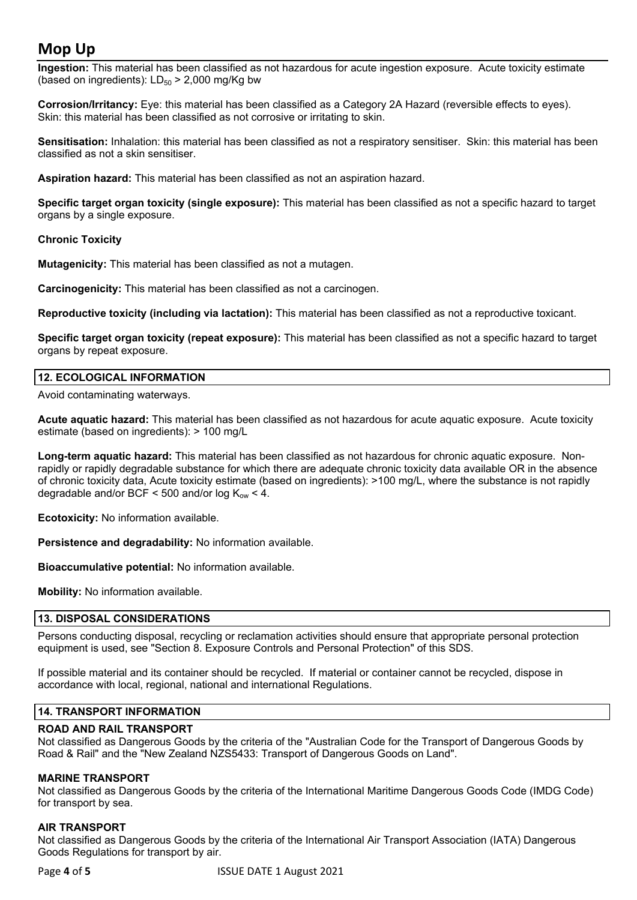**Ingestion:** This material has been classified as not hazardous for acute ingestion exposure. Acute toxicity estimate (based on ingredients): $LD_{50}$ > 2,000 mg/Kg bw

**Corrosion/Irritancy:** Eye: this material has been classified as a Category 2A Hazard (reversible effects to eyes). Skin: this material has been classified as not corrosive or irritating to skin.

**Sensitisation:** Inhalation: this material has been classified as not a respiratory sensitiser. Skin: this material has been classified as not a skin sensitiser.

**Aspiration hazard:** This material has been classified as not an aspiration hazard.

**Specific target organ toxicity (single exposure):** This material has been classified as not a specific hazard to target organs by a single exposure.

**Chronic Toxicity**

**Mutagenicity:** This material has been classified as not a mutagen.

**Carcinogenicity:** This material has been classified as not a carcinogen.

**Reproductive toxicity (including via lactation):** This material has been classified as not a reproductive toxicant.

**Specific target organ toxicity (repeat exposure):** This material has been classified as not a specific hazard to target organs by repeat exposure.

## 12. ECOLOGICAL INFORMATION

Avoid contaminating waterways.

**Acute aquatic hazard:** This material has been classified as not hazardous for acute aquatic exposure. Acute toxicity estimate (based on ingredients): > 100 mg/L

**Long-term aquatic hazard:** This material has been classified as not hazardous for chronic aquatic exposure. Non-rapidly or rapidly degradable substance for which there are adequate chronic toxicity data available OR in the absence of chronic toxicity data, Acute toxicity estimate (based on ingredients): >100 mg/L, where the substance is not rapidly degradable and/or BCF < 500 and/or log $K_{ow}$ < 4.

**Ecotoxicity:** No information available.

**Persistence and degradability:** No information available.

**Bioaccumulative potential:** No information available.

**Mobility:** No information available.

## 13. DISPOSAL CONSIDERATIONS

Persons conducting disposal, recycling or reclamation activities should ensure that appropriate personal protection equipment is used, see "Section 8. Exposure Controls and Personal Protection" of this SDS.

If possible material and its container should be recycled. If material or container cannot be recycled, dispose in accordance with local, regional, national and international Regulations.

## 14. TRANSPORT INFORMATION

### ROAD AND RAIL TRANSPORT

Not classified as Dangerous Goods by the criteria of the "Australian Code for the Transport of Dangerous Goods by Road & Rail" and the "New Zealand NZS5433: Transport of Dangerous Goods on Land".

### MARINE TRANSPORT

Not classified as Dangerous Goods by the criteria of the International Maritime Dangerous Goods Code (IMDG Code) for transport by sea.

### AIR TRANSPORT

Not classified as Dangerous Goods by the criteria of the International Air Transport Association (IATA) Dangerous Goods Regulations for transport by air.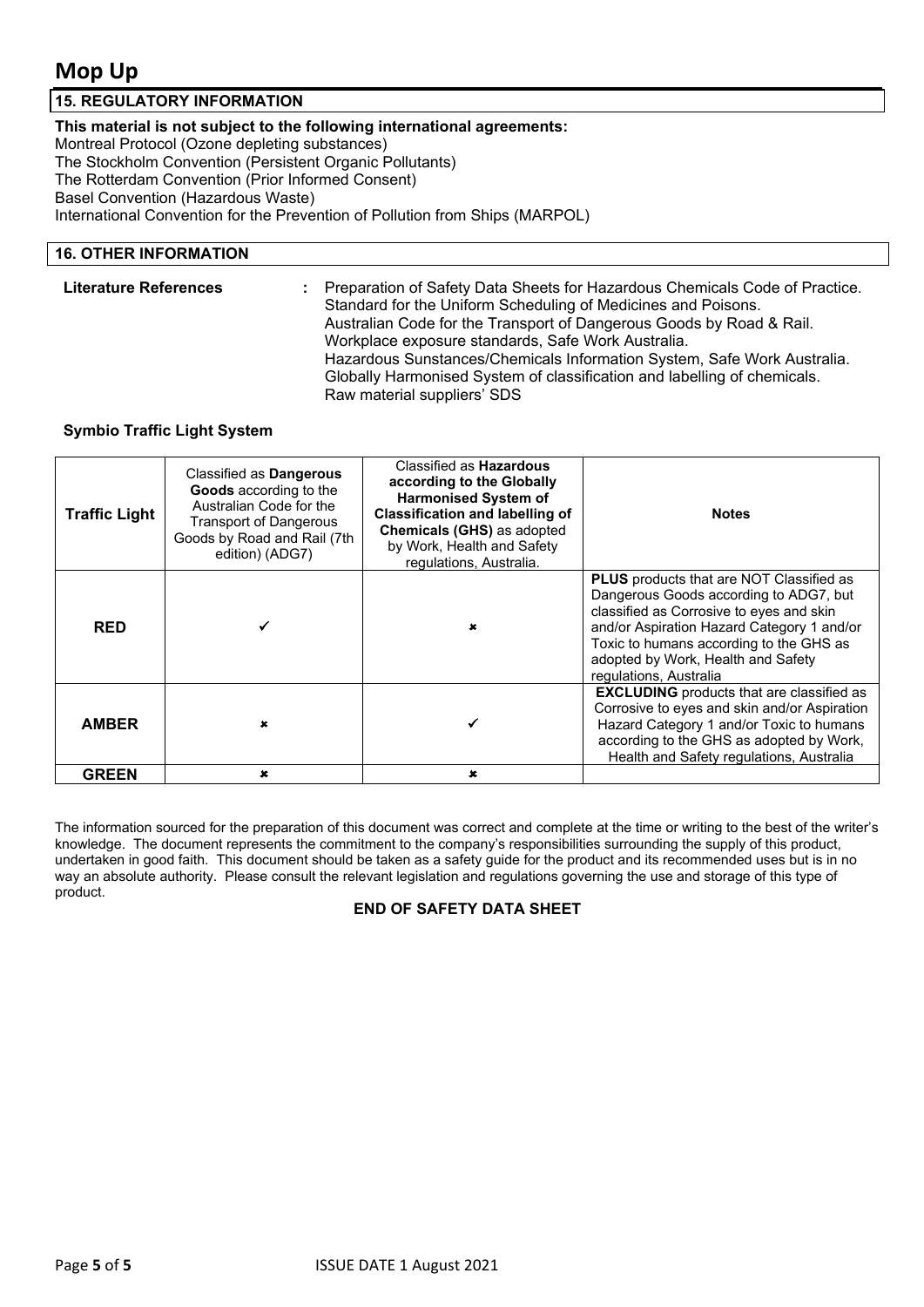# Mop Up

## 15. REGULATORY INFORMATION

**This material is not subject to the following international agreements:**

Montreal Protocol (Ozone depleting substances)
The Stockholm Convention (Persistent Organic Pollutants)
The Rotterdam Convention (Prior Informed Consent)
Basel Convention (Hazardous Waste)
International Convention for the Prevention of Pollution from Ships (MARPOL)

## 16. OTHER INFORMATION

**Literature References** : Preparation of Safety Data Sheets for Hazardous Chemicals Code of Practice.
Standard for the Uniform Scheduling of Medicines and Poisons.
Australian Code for the Transport of Dangerous Goods by Road & Rail.
Workplace exposure standards, Safe Work Australia.
Hazardous Sunstances/Chemicals Information System, Safe Work Australia.
Globally Harmonised System of classification and labelling of chemicals.
Raw material suppliers' SDS

**Symbio Traffic Light System**

| Traffic Light | Classified as **Dangerous Goods** according to the Australian Code for the Transport of Dangerous Goods by Road and Rail (7th edition) (ADG7) | Classified as **Hazardous according to the Globally Harmonised System of Classification and labelling of Chemicals (GHS)** as adopted by Work, Health and Safety regulations, Australia. | Notes |
|---|---|---|---|
| **RED** | ✓ | ✗ | **PLUS** products that are NOT Classified as Dangerous Goods according to ADG7, but classified as Corrosive to eyes and skin and/or Aspiration Hazard Category 1 and/or Toxic to humans according to the GHS as adopted by Work, Health and Safety regulations, Australia |
| **AMBER** | ✗ | ✓ | **EXCLUDING** products that are classified as Corrosive to eyes and skin and/or Aspiration Hazard Category 1 and/or Toxic to humans according to the GHS as adopted by Work, Health and Safety regulations, Australia |
| **GREEN** | ✗ | ✗ | |

The information sourced for the preparation of this document was correct and complete at the time or writing to the best of the writer's knowledge. The document represents the commitment to the company's responsibilities surrounding the supply of this product, undertaken in good faith. This document should be taken as a safety guide for the product and its recommended uses but is in no way an absolute authority. Please consult the relevant legislation and regulations governing the use and storage of this type of product.

**END OF SAFETY DATA SHEET**

ISSUE DATE 1 August 2021